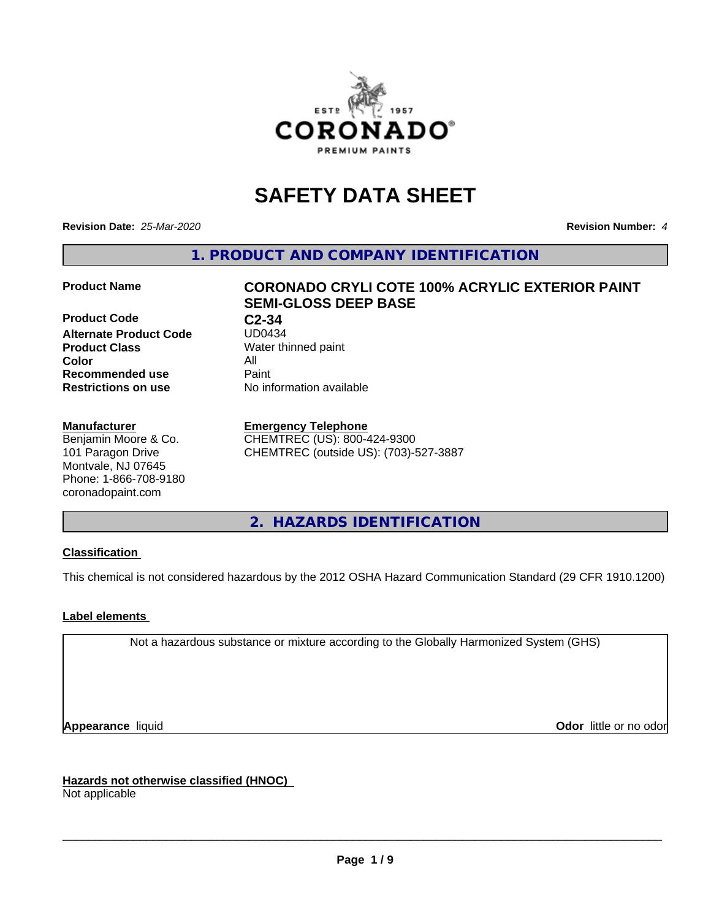# SAFETY DATA SHEET

**Revision Date:** *25-Mar-2020*

**Revision Number:** *4*

## 1. PRODUCT AND COMPANY IDENTIFICATION

| | |
|---|---|
| **Product Name** | **CORONADO CRYLI COTE 100% ACRYLIC EXTERIOR PAINT SEMI-GLOSS DEEP BASE** |
| **Product Code** | **C2-34** |
| **Alternate Product Code** | UD0434 |
| **Product Class** | Water thinned paint |
| **Color** | All |
| **Recommended use** | Paint |
| **Restrictions on use** | No information available |

**Manufacturer**
Benjamin Moore & Co.
101 Paragon Drive
Montvale, NJ 07645
Phone: 1-866-708-9180
coronadopaint.com

**Emergency Telephone**
CHEMTREC (US): 800-424-9300
CHEMTREC (outside US): (703)-527-3887

## 2. HAZARDS IDENTIFICATION

**Classification**

This chemical is not considered hazardous by the 2012 OSHA Hazard Communication Standard (29 CFR 1910.1200)

**Label elements**

Not a hazardous substance or mixture according to the Globally Harmonized System (GHS)

**Appearance** liquid

**Odor** little or no odor

**Hazards not otherwise classified (HNOC)**

Not applicable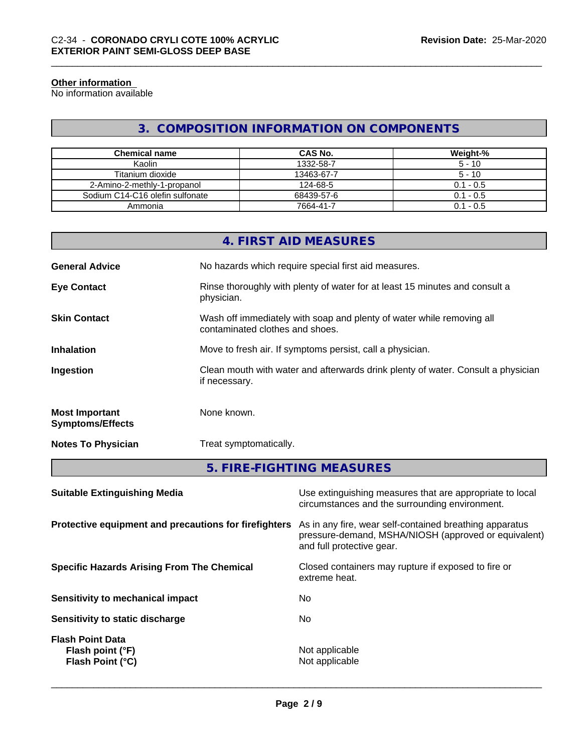#### Other information

No information available

## 3. COMPOSITION INFORMATION ON COMPONENTS

| Chemical name | CAS No. | Weight-% |
|---|---|---|
| Kaolin | 1332-58-7 | 5 - 10 |
| Titanium dioxide | 13463-67-7 | 5 - 10 |
| 2-Amino-2-methly-1-propanol | 124-68-5 | 0.1 - 0.5 |
| Sodium C14-C16 olefin sulfonate | 68439-57-6 | 0.1 - 0.5 |
| Ammonia | 7664-41-7 | 0.1 - 0.5 |

## 4. FIRST AID MEASURES

**General Advice**
No hazards which require special first aid measures.

**Eye Contact**
Rinse thoroughly with plenty of water for at least 15 minutes and consult a physician.

**Skin Contact**
Wash off immediately with soap and plenty of water while removing all contaminated clothes and shoes.

**Inhalation**
Move to fresh air. If symptoms persist, call a physician.

**Ingestion**
Clean mouth with water and afterwards drink plenty of water. Consult a physician if necessary.

**Most Important Symptoms/Effects**
None known.

**Notes To Physician**
Treat symptomatically.

## 5. FIRE-FIGHTING MEASURES

**Suitable Extinguishing Media**
Use extinguishing measures that are appropriate to local circumstances and the surrounding environment.

**Protective equipment and precautions for firefighters**
As in any fire, wear self-contained breathing apparatus pressure-demand, MSHA/NIOSH (approved or equivalent) and full protective gear.

**Specific Hazards Arising From The Chemical**
Closed containers may rupture if exposed to fire or extreme heat.

**Sensitivity to mechanical impact**
No

**Sensitivity to static discharge**
No

**Flash Point Data**
**Flash point (°F)** Not applicable
**Flash Point (°C)** Not applicable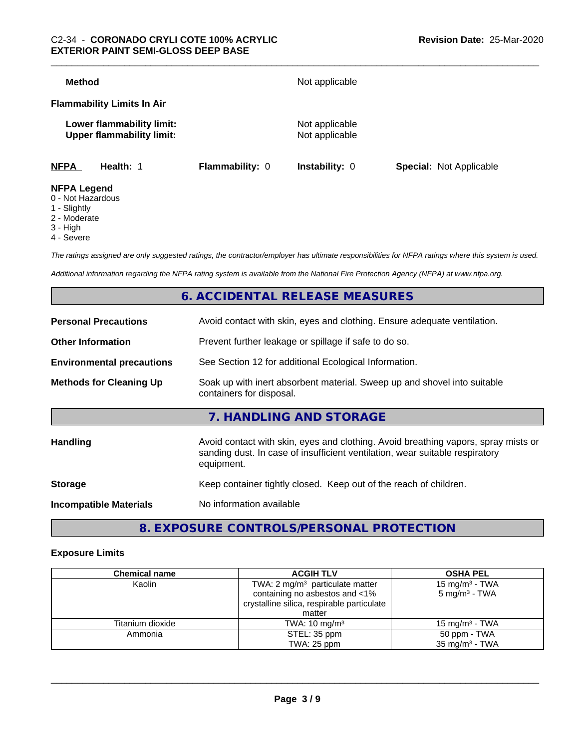**Method** Not applicable

**Flammability Limits In Air**

**Lower flammability limit:** Not applicable
**Upper flammability limit:** Not applicable

| **NFPA** | **Health:** 1 | **Flammability:** 0 | **Instability:** 0 | **Special:** Not Applicable |
|---|---|---|---|---|

**NFPA Legend**
- 0 - Not Hazardous
- 1 - Slightly
- 2 - Moderate
- 3 - High
- 4 - Severe

*The ratings assigned are only suggested ratings, the contractor/employer has ultimate responsibilities for NFPA ratings where this system is used.*

*Additional information regarding the NFPA rating system is available from the National Fire Protection Agency (NFPA) at www.nfpa.org.*

## 6. ACCIDENTAL RELEASE MEASURES

**Personal Precautions** Avoid contact with skin, eyes and clothing. Ensure adequate ventilation.

**Other Information** Prevent further leakage or spillage if safe to do so.

**Environmental precautions** See Section 12 for additional Ecological Information.

**Methods for Cleaning Up** Soak up with inert absorbent material. Sweep up and shovel into suitable containers for disposal.

## 7. HANDLING AND STORAGE

**Handling** Avoid contact with skin, eyes and clothing. Avoid breathing vapors, spray mists or sanding dust. In case of insufficient ventilation, wear suitable respiratory equipment.

**Storage** Keep container tightly closed. Keep out of the reach of children.

**Incompatible Materials** No information available

## 8. EXPOSURE CONTROLS/PERSONAL PROTECTION

### Exposure Limits

| Chemical name | ACGIH TLV | OSHA PEL |
|---|---|---|
| Kaolin | TWA: 2 mg/m³ particulate matter containing no asbestos and <1% crystalline silica, respirable particulate matter | 15 mg/m³ - TWA<br>5 mg/m³ - TWA |
| Titanium dioxide | TWA: 10 mg/m³ | 15 mg/m³ - TWA |
| Ammonia | STEL: 35 ppm<br>TWA: 25 ppm | 50 ppm - TWA<br>35 mg/m³ - TWA |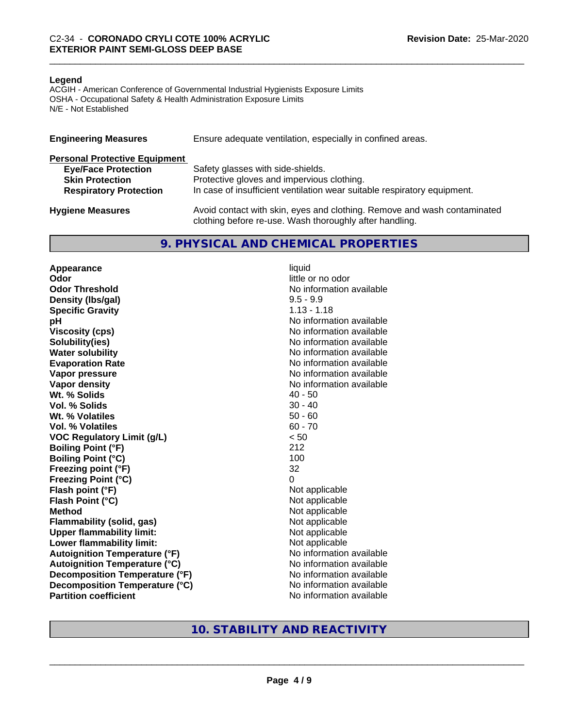**Legend**
ACGIH - American Conference of Governmental Industrial Hygienists Exposure Limits
OSHA - Occupational Safety & Health Administration Exposure Limits
N/E - Not Established

**Engineering Measures** Ensure adequate ventilation, especially in confined areas.

**Personal Protective Equipment**

| | |
|---|---|
| **Eye/Face Protection** | Safety glasses with side-shields. |
| **Skin Protection** | Protective gloves and impervious clothing. |
| **Respiratory Protection** | In case of insufficient ventilation wear suitable respiratory equipment. |

**Hygiene Measures** Avoid contact with skin, eyes and clothing. Remove and wash contaminated clothing before re-use. Wash thoroughly after handling.

## 9. PHYSICAL AND CHEMICAL PROPERTIES

| | |
|---|---|
| **Appearance** | liquid |
| **Odor** | little or no odor |
| **Odor Threshold** | No information available |
| **Density (lbs/gal)** | 9.5 - 9.9 |
| **Specific Gravity** | 1.13 - 1.18 |
| **pH** | No information available |
| **Viscosity (cps)** | No information available |
| **Solubility(ies)** | No information available |
| **Water solubility** | No information available |
| **Evaporation Rate** | No information available |
| **Vapor pressure** | No information available |
| **Vapor density** | No information available |
| **Wt. % Solids** | 40 - 50 |
| **Vol. % Solids** | 30 - 40 |
| **Wt. % Volatiles** | 50 - 60 |
| **Vol. % Volatiles** | 60 - 70 |
| **VOC Regulatory Limit (g/L)** | < 50 |
| **Boiling Point (°F)** | 212 |
| **Boiling Point (°C)** | 100 |
| **Freezing point (°F)** | 32 |
| **Freezing Point (°C)** | 0 |
| **Flash point (°F)** | Not applicable |
| **Flash Point (°C)** | Not applicable |
| **Method** | Not applicable |
| **Flammability (solid, gas)** | Not applicable |
| **Upper flammability limit:** | Not applicable |
| **Lower flammability limit:** | Not applicable |
| **Autoignition Temperature (°F)** | No information available |
| **Autoignition Temperature (°C)** | No information available |
| **Decomposition Temperature (°F)** | No information available |
| **Decomposition Temperature (°C)** | No information available |
| **Partition coefficient** | No information available |

## 10. STABILITY AND REACTIVITY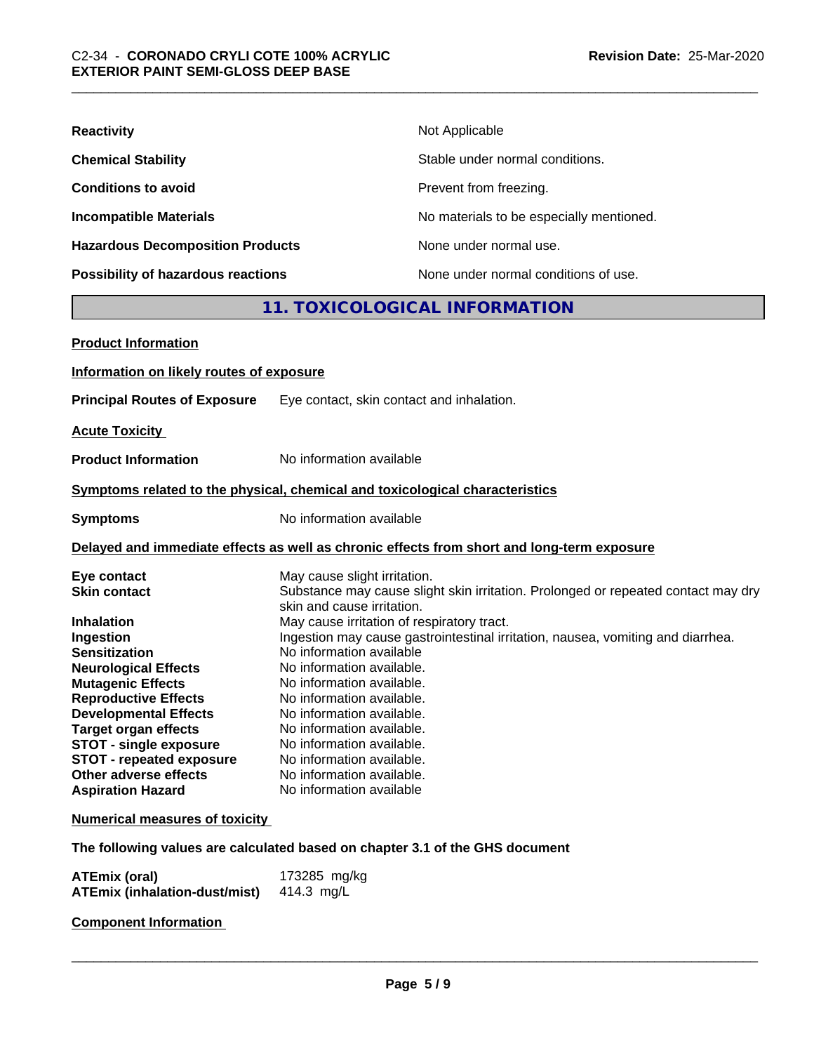| | |
|---|---|
| **Reactivity** | Not Applicable |
| **Chemical Stability** | Stable under normal conditions. |
| **Conditions to avoid** | Prevent from freezing. |
| **Incompatible Materials** | No materials to be especially mentioned. |
| **Hazardous Decomposition Products** | None under normal use. |
| **Possibility of hazardous reactions** | None under normal conditions of use. |

## 11. TOXICOLOGICAL INFORMATION

**Product Information**

**Information on likely routes of exposure**

**Principal Routes of Exposure** Eye contact, skin contact and inhalation.

**Acute Toxicity**

**Product Information** No information available

**Symptoms related to the physical, chemical and toxicological characteristics**

**Symptoms** No information available

**Delayed and immediate effects as well as chronic effects from short and long-term exposure**

| | |
|---|---|
| **Eye contact** | May cause slight irritation. |
| **Skin contact** | Substance may cause slight skin irritation. Prolonged or repeated contact may dry skin and cause irritation. |
| **Inhalation** | May cause irritation of respiratory tract. |
| **Ingestion** | Ingestion may cause gastrointestinal irritation, nausea, vomiting and diarrhea. |
| **Sensitization** | No information available |
| **Neurological Effects** | No information available. |
| **Mutagenic Effects** | No information available. |
| **Reproductive Effects** | No information available. |
| **Developmental Effects** | No information available. |
| **Target organ effects** | No information available. |
| **STOT - single exposure** | No information available. |
| **STOT - repeated exposure** | No information available. |
| **Other adverse effects** | No information available. |
| **Aspiration Hazard** | No information available |

**Numerical measures of toxicity**

**The following values are calculated based on chapter 3.1 of the GHS document**

| | |
|---|---|
| **ATEmix (oral)** | 173285 mg/kg |
| **ATEmix (inhalation-dust/mist)** | 414.3 mg/L |

**Component Information**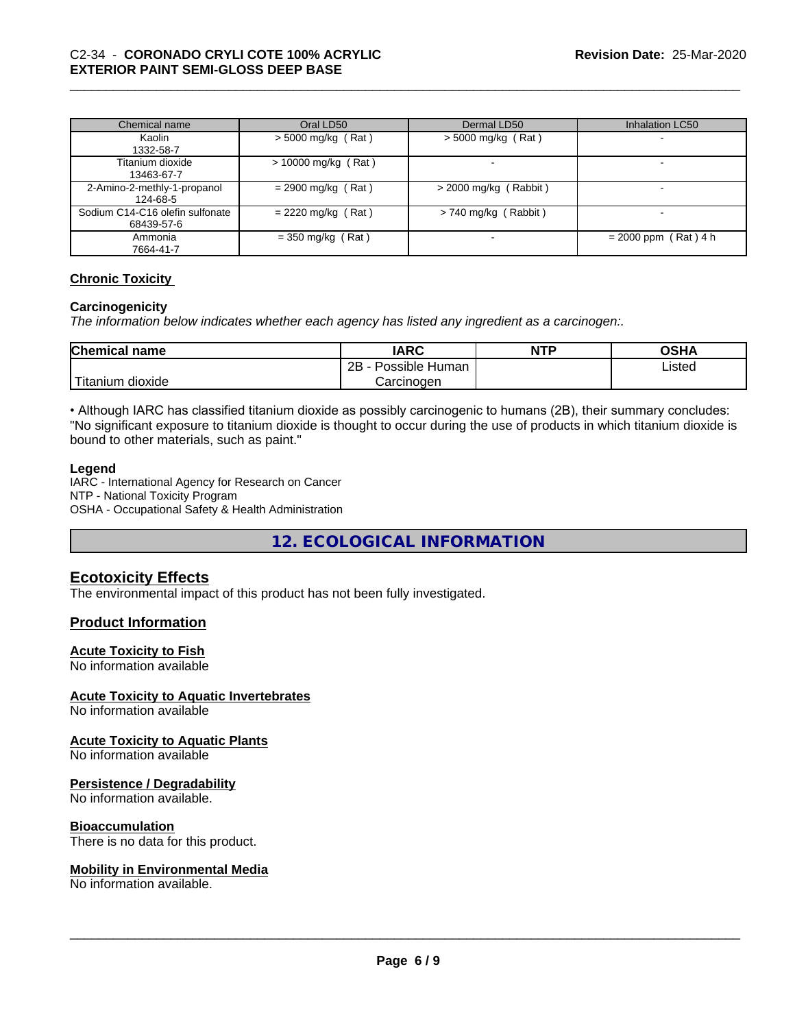| Chemical name | Oral LD50 | Dermal LD50 | Inhalation LC50 |
|---|---|---|---|
| Kaolin<br>1332-58-7 | > 5000 mg/kg ( Rat ) | > 5000 mg/kg ( Rat ) | - |
| Titanium dioxide<br>13463-67-7 | > 10000 mg/kg ( Rat ) | - | - |
| 2-Amino-2-methly-1-propanol<br>124-68-5 | = 2900 mg/kg ( Rat ) | > 2000 mg/kg ( Rabbit ) | - |
| Sodium C14-C16 olefin sulfonate<br>68439-57-6 | = 2220 mg/kg ( Rat ) | > 740 mg/kg ( Rabbit ) | - |
| Ammonia<br>7664-41-7 | = 350 mg/kg ( Rat ) | - | = 2000 ppm ( Rat ) 4 h |

**Chronic Toxicity**

**Carcinogenicity**

*The information below indicates whether each agency has listed any ingredient as a carcinogen:.*

| Chemical name | IARC | NTP | OSHA |
|---|---|---|---|
| Titanium dioxide | 2B - Possible Human Carcinogen | | Listed |

• Although IARC has classified titanium dioxide as possibly carcinogenic to humans (2B), their summary concludes: "No significant exposure to titanium dioxide is thought to occur during the use of products in which titanium dioxide is bound to other materials, such as paint."

**Legend**

IARC - International Agency for Research on Cancer
NTP - National Toxicity Program
OSHA - Occupational Safety & Health Administration

## 12. ECOLOGICAL INFORMATION

### Ecotoxicity Effects

The environmental impact of this product has not been fully investigated.

### Product Information

**Acute Toxicity to Fish**

No information available

**Acute Toxicity to Aquatic Invertebrates**

No information available

**Acute Toxicity to Aquatic Plants**

No information available

**Persistence / Degradability**

No information available.

**Bioaccumulation**

There is no data for this product.

**Mobility in Environmental Media**

No information available.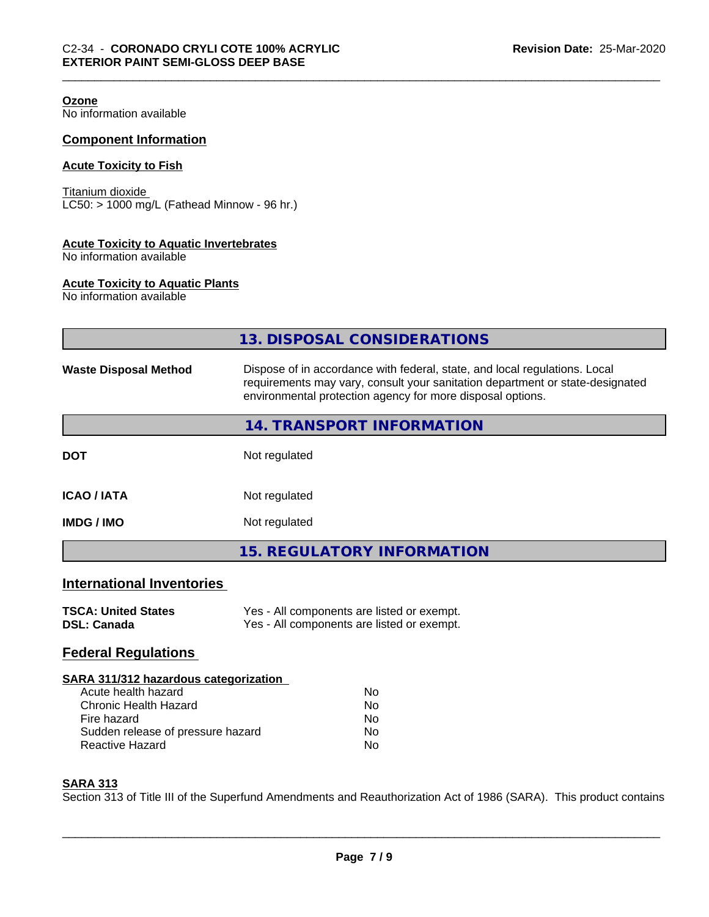**Ozone**
No information available

## Component Information

**Acute Toxicity to Fish**

Titanium dioxide
LC50: > 1000 mg/L (Fathead Minnow - 96 hr.)

**Acute Toxicity to Aquatic Invertebrates**
No information available

**Acute Toxicity to Aquatic Plants**
No information available

## 13. DISPOSAL CONSIDERATIONS

| | |
|---|---|
| **Waste Disposal Method** | Dispose of in accordance with federal, state, and local regulations. Local requirements may vary, consult your sanitation department or state-designated environmental protection agency for more disposal options. |

## 14. TRANSPORT INFORMATION

| | |
|---|---|
| **DOT** | Not regulated |
| **ICAO / IATA** | Not regulated |
| **IMDG / IMO** | Not regulated |

## 15. REGULATORY INFORMATION

## International Inventories

| | |
|---|---|
| **TSCA: United States** | Yes - All components are listed or exempt. |
| **DSL: Canada** | Yes - All components are listed or exempt. |

## Federal Regulations

**SARA 311/312 hazardous categorization**

| | |
|---|---|
| Acute health hazard | No |
| Chronic Health Hazard | No |
| Fire hazard | No |
| Sudden release of pressure hazard | No |
| Reactive Hazard | No |

**SARA 313**

Section 313 of Title III of the Superfund Amendments and Reauthorization Act of 1986 (SARA). This product contains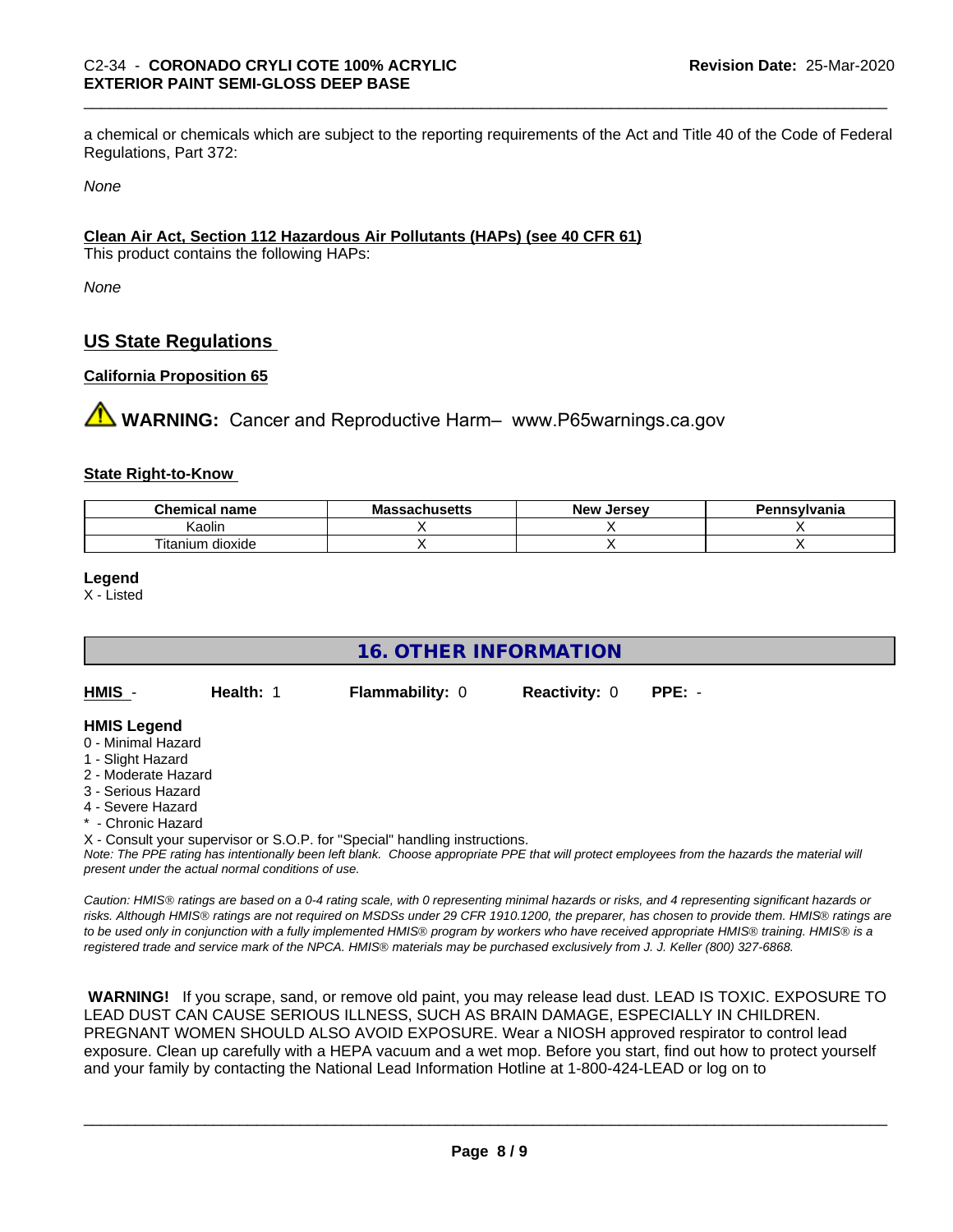a chemical or chemicals which are subject to the reporting requirements of the Act and Title 40 of the Code of Federal Regulations, Part 372:

*None*

**Clean Air Act, Section 112 Hazardous Air Pollutants (HAPs) (see 40 CFR 61)**

This product contains the following HAPs:

*None*

## US State Regulations

**California Proposition 65**

⚠ **WARNING:** Cancer and Reproductive Harm– www.P65warnings.ca.gov

**State Right-to-Know**

| Chemical name | Massachusetts | New Jersey | Pennsylvania |
|---|---|---|---|
| Kaolin | X | X | X |
| Titanium dioxide | X | X | X |

**Legend**

X - Listed

## 16. OTHER INFORMATION

| HMIS - | Health: 1 | Flammability: 0 | Reactivity: 0 | PPE: - |
|---|---|---|---|---|

**HMIS Legend**

0 - Minimal Hazard
1 - Slight Hazard
2 - Moderate Hazard
3 - Serious Hazard
4 - Severe Hazard
* - Chronic Hazard
X - Consult your supervisor or S.O.P. for "Special" handling instructions.

*Note: The PPE rating has intentionally been left blank. Choose appropriate PPE that will protect employees from the hazards the material will present under the actual normal conditions of use.*

*Caution: HMIS® ratings are based on a 0-4 rating scale, with 0 representing minimal hazards or risks, and 4 representing significant hazards or risks. Although HMIS® ratings are not required on MSDSs under 29 CFR 1910.1200, the preparer, has chosen to provide them. HMIS® ratings are to be used only in conjunction with a fully implemented HMIS® program by workers who have received appropriate HMIS® training. HMIS® is a registered trade and service mark of the NPCA. HMIS® materials may be purchased exclusively from J. J. Keller (800) 327-6868.*

**WARNING!** If you scrape, sand, or remove old paint, you may release lead dust. LEAD IS TOXIC. EXPOSURE TO LEAD DUST CAN CAUSE SERIOUS ILLNESS, SUCH AS BRAIN DAMAGE, ESPECIALLY IN CHILDREN. PREGNANT WOMEN SHOULD ALSO AVOID EXPOSURE. Wear a NIOSH approved respirator to control lead exposure. Clean up carefully with a HEPA vacuum and a wet mop. Before you start, find out how to protect yourself and your family by contacting the National Lead Information Hotline at 1-800-424-LEAD or log on to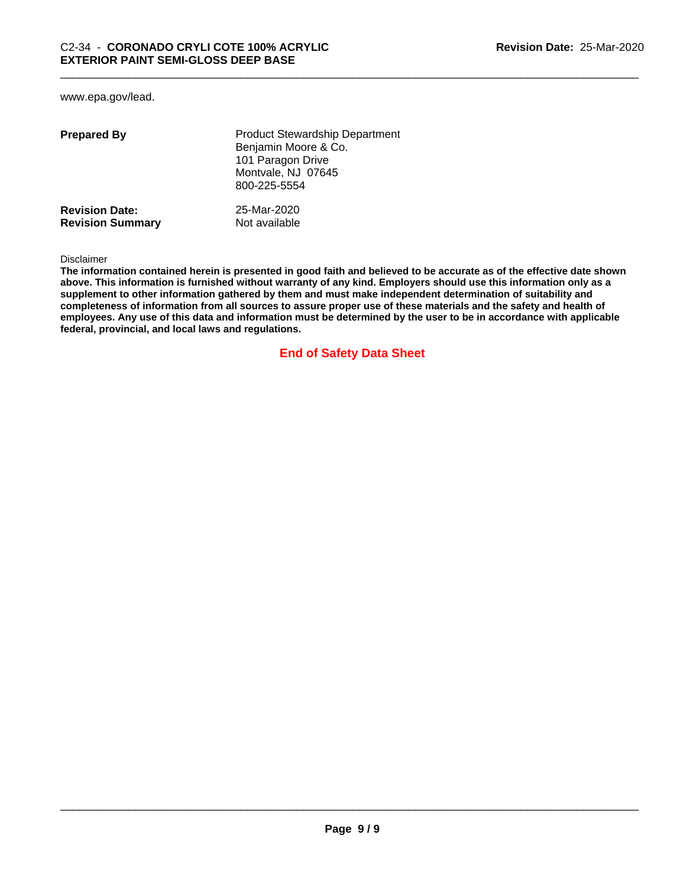www.epa.gov/lead.

| | |
|---|---|
| **Prepared By** | Product Stewardship Department<br>Benjamin Moore & Co.<br>101 Paragon Drive<br>Montvale, NJ 07645<br>800-225-5554 |
| **Revision Date:** | 25-Mar-2020 |
| **Revision Summary** | Not available |

Disclaimer

**The information contained herein is presented in good faith and believed to be accurate as of the effective date shown above. This information is furnished without warranty of any kind. Employers should use this information only as a supplement to other information gathered by them and must make independent determination of suitability and completeness of information from all sources to assure proper use of these materials and the safety and health of employees. Any use of this data and information must be determined by the user to be in accordance with applicable federal, provincial, and local laws and regulations.**

**End of Safety Data Sheet**